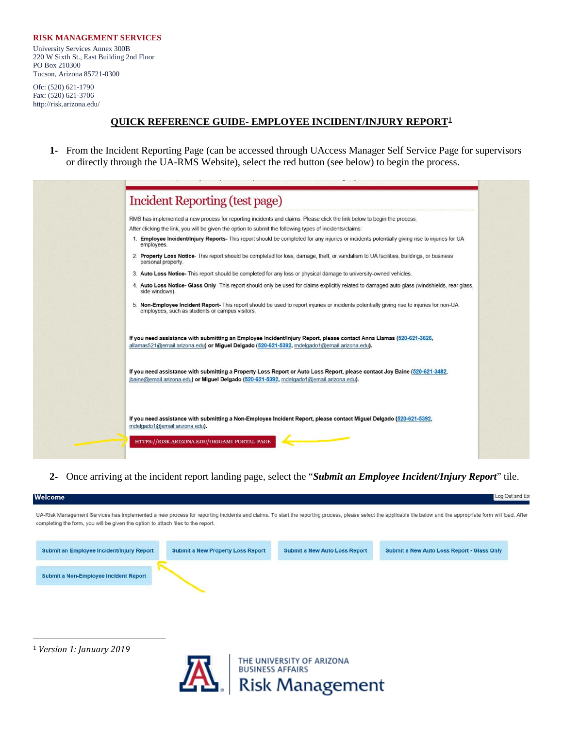**RISK MANAGEMENT SERVICES**

University Services Annex 300B
220 W Sixth St., East Building 2nd Floor
PO Box 210300
Tucson, Arizona 85721-0300

Ofc: (520) 621-1790
Fax: (520) 621-3706
http://risk.arizona.edu/

## QUICK REFERENCE GUIDE- EMPLOYEE INCIDENT/INJURY REPORT[1]

**1-** From the Incident Reporting Page (can be accessed through UAccess Manager Self Service Page for supervisors or directly through the UA-RMS Website), select the red button (see below) to begin the process.

**Incident Reporting (test page)**

RMS has implemented a new process for reporting incidents and claims. Please click the link below to begin the process.

After clicking the link, you will be given the option to submit the following types of incidents/claims:

1. **Employee Incident/Injury Reports**- This report should be completed for any injuries or incidents potentially giving rise to injuries for UA employees.
2. **Property Loss Notice**- This report should be completed for loss, damage, theft, or vandalism to UA facilities, buildings, or business personal property.
3. **Auto Loss Notice-** This report should be completed for any loss or physical damage to university-owned vehicles.
4. **Auto Loss Notice- Glass Only**- This report should only be used for claims explicitly related to damaged auto glass (windshields, rear glass, side windows).
5. **Non-Employee Incident Report-** This report should be used to report injuries or incidents potentially giving rise to injuries for non-UA employees, such as students or campus visitors.

**If you need assistance with submitting an Employee Incident/Injury Report, please contact Anna Llamas (520-621-3626, allamas521@email.arizona.edu) or Miguel Delgado (520-621-5392, mdelgado1@email.arizona.edu).**

**If you need assistance with submitting a Property Loss Report or Auto Loss Report, please contact Joy Baine (520-621-3482, jbaine@email.arizona.edu) or Miguel Delgado (520-621-5392, mdelgado1@email.arizona.edu).**

**If you need assistance with submitting a Non-Employee Incident Report, please contact Miguel Delgado (520-621-5392, mdelgado1@email.arizona.edu).**

HTTPS://RISK.ARIZONA.EDU/ORIGAMI-PORTAL-PAGE

**2-** Once arriving at the incident report landing page, select the "***Submit an Employee Incident/Injury Report***" tile.

**Welcome** — Log Out and Ex

UA-Risk Management Services has implemented a new process for reporting incidents and claims. To start the reporting process, please select the applicable tile below and the appropriate form will load. After completing the form, you will be given the option to attach files to the report.

Submit an Employee Incident/Injury Report | Submit a New Property Loss Report | Submit a New Auto Loss Report | Submit a New Auto Loss Report - Glass Only | Submit a Non-Employee Incident Report

[1] *Version 1: January 2019*

THE UNIVERSITY OF ARIZONA
BUSINESS AFFAIRS
Risk Management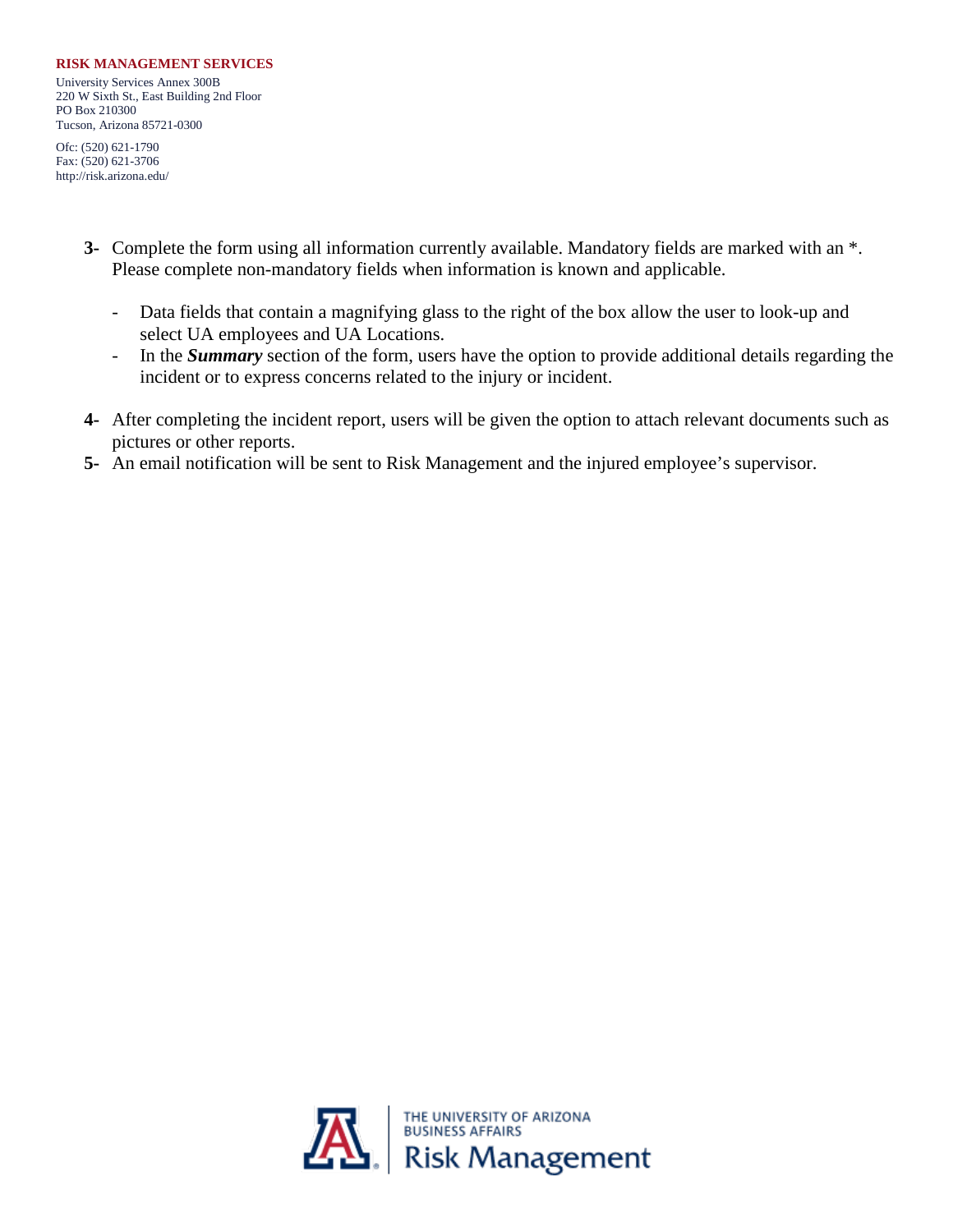**RISK MANAGEMENT SERVICES**

University Services Annex 300B
220 W Sixth St., East Building 2nd Floor
PO Box 210300
Tucson, Arizona 85721-0300

Ofc: (520) 621-1790
Fax: (520) 621-3706
http://risk.arizona.edu/

**3-** Complete the form using all information currently available. Mandatory fields are marked with an *. Please complete non-mandatory fields when information is known and applicable.

- Data fields that contain a magnifying glass to the right of the box allow the user to look-up and select UA employees and UA Locations.
- In the ***Summary*** section of the form, users have the option to provide additional details regarding the incident or to express concerns related to the injury or incident.

**4-** After completing the incident report, users will be given the option to attach relevant documents such as pictures or other reports.

**5-** An email notification will be sent to Risk Management and the injured employee's supervisor.

THE UNIVERSITY OF ARIZONA
BUSINESS AFFAIRS
Risk Management